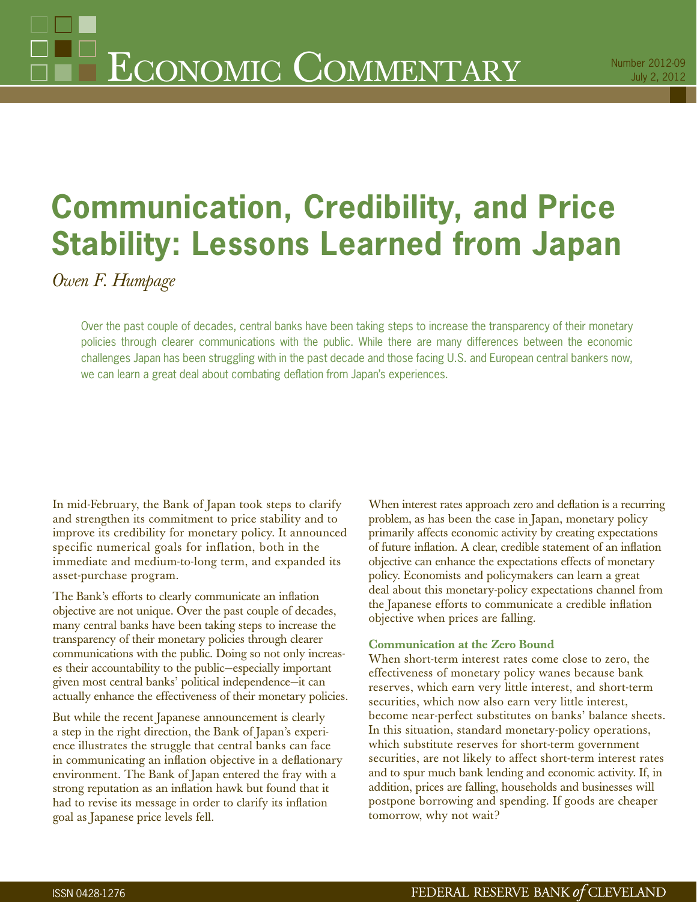# Economic Commentary

Number 2012-09
July 2, 2012

# Communication, Credibility, and Price Stability: Lessons Learned from Japan

*Owen F. Humpage*

Over the past couple of decades, central banks have been taking steps to increase the transparency of their monetary policies through clearer communications with the public. While there are many differences between the economic challenges Japan has been struggling with in the past decade and those facing U.S. and European central bankers now, we can learn a great deal about combating deflation from Japan's experiences.

In mid-February, the Bank of Japan took steps to clarify and strengthen its commitment to price stability and to improve its credibility for monetary policy. It announced specific numerical goals for inflation, both in the immediate and medium-to-long term, and expanded its asset-purchase program.

The Bank's efforts to clearly communicate an inflation objective are not unique. Over the past couple of decades, many central banks have been taking steps to increase the transparency of their monetary policies through clearer communications with the public. Doing so not only increases their accountability to the public—especially important given most central banks' political independence—it can actually enhance the effectiveness of their monetary policies.

But while the recent Japanese announcement is clearly a step in the right direction, the Bank of Japan's experience illustrates the struggle that central banks can face in communicating an inflation objective in a deflationary environment. The Bank of Japan entered the fray with a strong reputation as an inflation hawk but found that it had to revise its message in order to clarify its inflation goal as Japanese price levels fell.

When interest rates approach zero and deflation is a recurring problem, as has been the case in Japan, monetary policy primarily affects economic activity by creating expectations of future inflation. A clear, credible statement of an inflation objective can enhance the expectations effects of monetary policy. Economists and policymakers can learn a great deal about this monetary-policy expectations channel from the Japanese efforts to communicate a credible inflation objective when prices are falling.

### Communication at the Zero Bound

When short-term interest rates come close to zero, the effectiveness of monetary policy wanes because bank reserves, which earn very little interest, and short-term securities, which now also earn very little interest, become near-perfect substitutes on banks' balance sheets. In this situation, standard monetary-policy operations, which substitute reserves for short-term government securities, are not likely to affect short-term interest rates and to spur much bank lending and economic activity. If, in addition, prices are falling, households and businesses will postpone borrowing and spending. If goods are cheaper tomorrow, why not wait?

ISSN 0428-1276

FEDERAL RESERVE BANK *of* CLEVELAND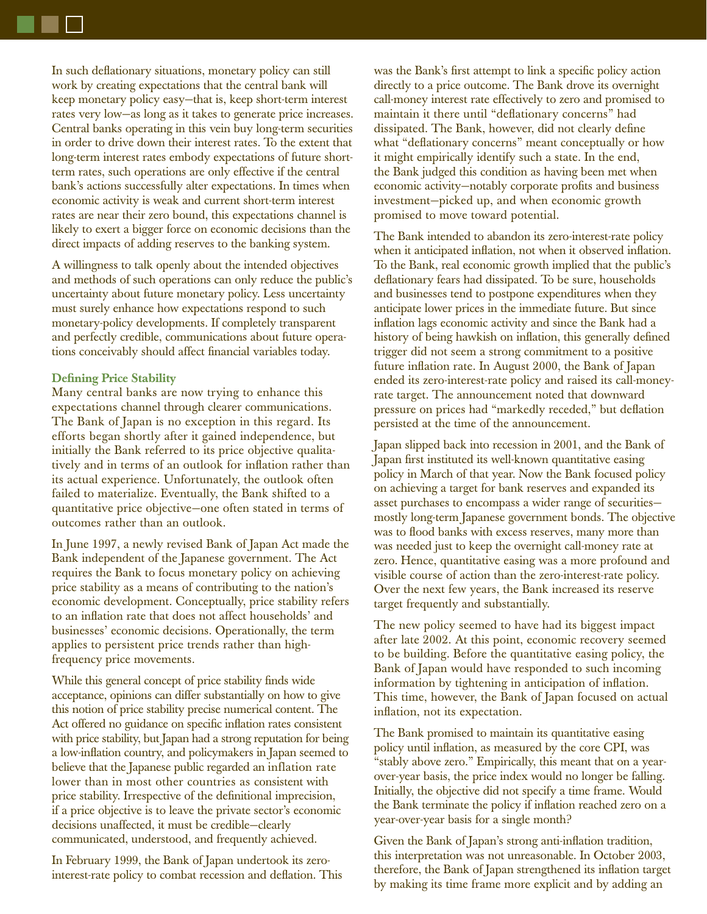In such deflationary situations, monetary policy can still work by creating expectations that the central bank will keep monetary policy easy—that is, keep short-term interest rates very low—as long as it takes to generate price increases. Central banks operating in this vein buy long-term securities in order to drive down their interest rates. To the extent that long-term interest rates embody expectations of future short-term rates, such operations are only effective if the central bank's actions successfully alter expectations. In times when economic activity is weak and current short-term interest rates are near their zero bound, this expectations channel is likely to exert a bigger force on economic decisions than the direct impacts of adding reserves to the banking system.

A willingness to talk openly about the intended objectives and methods of such operations can only reduce the public's uncertainty about future monetary policy. Less uncertainty must surely enhance how expectations respond to such monetary-policy developments. If completely transparent and perfectly credible, communications about future operations conceivably should affect financial variables today.

### Defining Price Stability

Many central banks are now trying to enhance this expectations channel through clearer communications. The Bank of Japan is no exception in this regard. Its efforts began shortly after it gained independence, but initially the Bank referred to its price objective qualitatively and in terms of an outlook for inflation rather than its actual experience. Unfortunately, the outlook often failed to materialize. Eventually, the Bank shifted to a quantitative price objective—one often stated in terms of outcomes rather than an outlook.

In June 1997, a newly revised Bank of Japan Act made the Bank independent of the Japanese government. The Act requires the Bank to focus monetary policy on achieving price stability as a means of contributing to the nation's economic development. Conceptually, price stability refers to an inflation rate that does not affect households' and businesses' economic decisions. Operationally, the term applies to persistent price trends rather than high-frequency price movements.

While this general concept of price stability finds wide acceptance, opinions can differ substantially on how to give this notion of price stability precise numerical content. The Act offered no guidance on specific inflation rates consistent with price stability, but Japan had a strong reputation for being a low-inflation country, and policymakers in Japan seemed to believe that the Japanese public regarded an inflation rate lower than in most other countries as consistent with price stability. Irrespective of the definitional imprecision, if a price objective is to leave the private sector's economic decisions unaffected, it must be credible—clearly communicated, understood, and frequently achieved.

In February 1999, the Bank of Japan undertook its zero-interest-rate policy to combat recession and deflation. This was the Bank's first attempt to link a specific policy action directly to a price outcome. The Bank drove its overnight call-money interest rate effectively to zero and promised to maintain it there until "deflationary concerns" had dissipated. The Bank, however, did not clearly define what "deflationary concerns" meant conceptually or how it might empirically identify such a state. In the end, the Bank judged this condition as having been met when economic activity—notably corporate profits and business investment—picked up, and when economic growth promised to move toward potential.

The Bank intended to abandon its zero-interest-rate policy when it anticipated inflation, not when it observed inflation. To the Bank, real economic growth implied that the public's deflationary fears had dissipated. To be sure, households and businesses tend to postpone expenditures when they anticipate lower prices in the immediate future. But since inflation lags economic activity and since the Bank had a history of being hawkish on inflation, this generally defined trigger did not seem a strong commitment to a positive future inflation rate. In August 2000, the Bank of Japan ended its zero-interest-rate policy and raised its call-money-rate target. The announcement noted that downward pressure on prices had "markedly receded," but deflation persisted at the time of the announcement.

Japan slipped back into recession in 2001, and the Bank of Japan first instituted its well-known quantitative easing policy in March of that year. Now the Bank focused policy on achieving a target for bank reserves and expanded its asset purchases to encompass a wider range of securities—mostly long-term Japanese government bonds. The objective was to flood banks with excess reserves, many more than was needed just to keep the overnight call-money rate at zero. Hence, quantitative easing was a more profound and visible course of action than the zero-interest-rate policy. Over the next few years, the Bank increased its reserve target frequently and substantially.

The new policy seemed to have had its biggest impact after late 2002. At this point, economic recovery seemed to be building. Before the quantitative easing policy, the Bank of Japan would have responded to such incoming information by tightening in anticipation of inflation. This time, however, the Bank of Japan focused on actual inflation, not its expectation.

The Bank promised to maintain its quantitative easing policy until inflation, as measured by the core CPI, was "stably above zero." Empirically, this meant that on a year-over-year basis, the price index would no longer be falling. Initially, the objective did not specify a time frame. Would the Bank terminate the policy if inflation reached zero on a year-over-year basis for a single month?

Given the Bank of Japan's strong anti-inflation tradition, this interpretation was not unreasonable. In October 2003, therefore, the Bank of Japan strengthened its inflation target by making its time frame more explicit and by adding an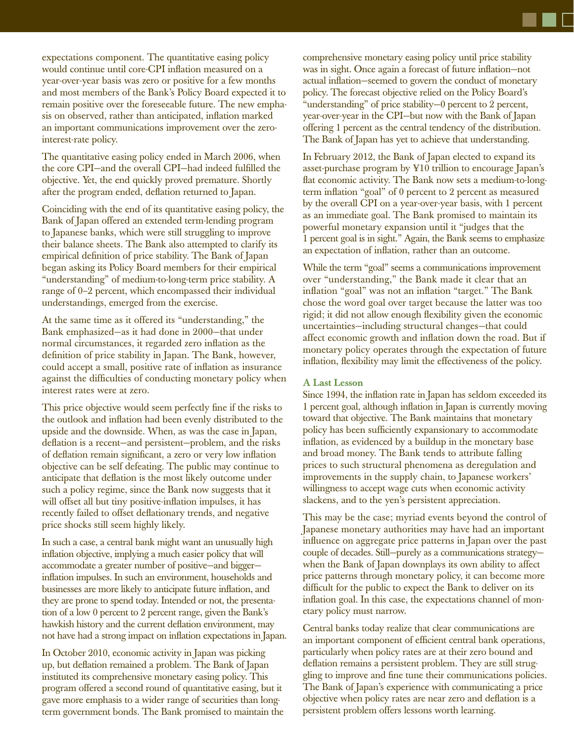expectations component. The quantitative easing policy would continue until core-CPI inflation measured on a year-over-year basis was zero or positive for a few months and most members of the Bank's Policy Board expected it to remain positive over the foreseeable future. The new emphasis on observed, rather than anticipated, inflation marked an important communications improvement over the zero-interest-rate policy.

The quantitative easing policy ended in March 2006, when the core CPI—and the overall CPI—had indeed fulfilled the objective. Yet, the end quickly proved premature. Shortly after the program ended, deflation returned to Japan.

Coinciding with the end of its quantitative easing policy, the Bank of Japan offered an extended term-lending program to Japanese banks, which were still struggling to improve their balance sheets. The Bank also attempted to clarify its empirical definition of price stability. The Bank of Japan began asking its Policy Board members for their empirical "understanding" of medium-to-long-term price stability. A range of 0–2 percent, which encompassed their individual understandings, emerged from the exercise.

At the same time as it offered its "understanding," the Bank emphasized—as it had done in 2000—that under normal circumstances, it regarded zero inflation as the definition of price stability in Japan. The Bank, however, could accept a small, positive rate of inflation as insurance against the difficulties of conducting monetary policy when interest rates were at zero.

This price objective would seem perfectly fine if the risks to the outlook and inflation had been evenly distributed to the upside and the downside. When, as was the case in Japan, deflation is a recent—and persistent—problem, and the risks of deflation remain significant, a zero or very low inflation objective can be self defeating. The public may continue to anticipate that deflation is the most likely outcome under such a policy regime, since the Bank now suggests that it will offset all but tiny positive-inflation impulses, it has recently failed to offset deflationary trends, and negative price shocks still seem highly likely.

In such a case, a central bank might want an unusually high inflation objective, implying a much easier policy that will accommodate a greater number of positive—and bigger—inflation impulses. In such an environment, households and businesses are more likely to anticipate future inflation, and they are prone to spend today. Intended or not, the presentation of a low 0 percent to 2 percent range, given the Bank's hawkish history and the current deflation environment, may not have had a strong impact on inflation expectations in Japan.

In October 2010, economic activity in Japan was picking up, but deflation remained a problem. The Bank of Japan instituted its comprehensive monetary easing policy. This program offered a second round of quantitative easing, but it gave more emphasis to a wider range of securities than long-term government bonds. The Bank promised to maintain the comprehensive monetary easing policy until price stability was in sight. Once again a forecast of future inflation—not actual inflation—seemed to govern the conduct of monetary policy. The forecast objective relied on the Policy Board's "understanding" of price stability—0 percent to 2 percent, year-over-year in the CPI—but now with the Bank of Japan offering 1 percent as the central tendency of the distribution. The Bank of Japan has yet to achieve that understanding.

In February 2012, the Bank of Japan elected to expand its asset-purchase program by ¥10 trillion to encourage Japan's flat economic activity. The Bank now sets a medium-to-long-term inflation "goal" of 0 percent to 2 percent as measured by the overall CPI on a year-over-year basis, with 1 percent as an immediate goal. The Bank promised to maintain its powerful monetary expansion until it "judges that the 1 percent goal is in sight." Again, the Bank seems to emphasize an expectation of inflation, rather than an outcome.

While the term "goal" seems a communications improvement over "understanding," the Bank made it clear that an inflation "goal" was not an inflation "target." The Bank chose the word goal over target because the latter was too rigid; it did not allow enough flexibility given the economic uncertainties—including structural changes—that could affect economic growth and inflation down the road. But if monetary policy operates through the expectation of future inflation, flexibility may limit the effectiveness of the policy.

### A Last Lesson

Since 1994, the inflation rate in Japan has seldom exceeded its 1 percent goal, although inflation in Japan is currently moving toward that objective. The Bank maintains that monetary policy has been sufficiently expansionary to accommodate inflation, as evidenced by a buildup in the monetary base and broad money. The Bank tends to attribute falling prices to such structural phenomena as deregulation and improvements in the supply chain, to Japanese workers' willingness to accept wage cuts when economic activity slackens, and to the yen's persistent appreciation.

This may be the case; myriad events beyond the control of Japanese monetary authorities may have had an important influence on aggregate price patterns in Japan over the past couple of decades. Still—purely as a communications strategy—when the Bank of Japan downplays its own ability to affect price patterns through monetary policy, it can become more difficult for the public to expect the Bank to deliver on its inflation goal. In this case, the expectations channel of monetary policy must narrow.

Central banks today realize that clear communications are an important component of efficient central bank operations, particularly when policy rates are at their zero bound and deflation remains a persistent problem. They are still struggling to improve and fine tune their communications policies. The Bank of Japan's experience with communicating a price objective when policy rates are near zero and deflation is a persistent problem offers lessons worth learning.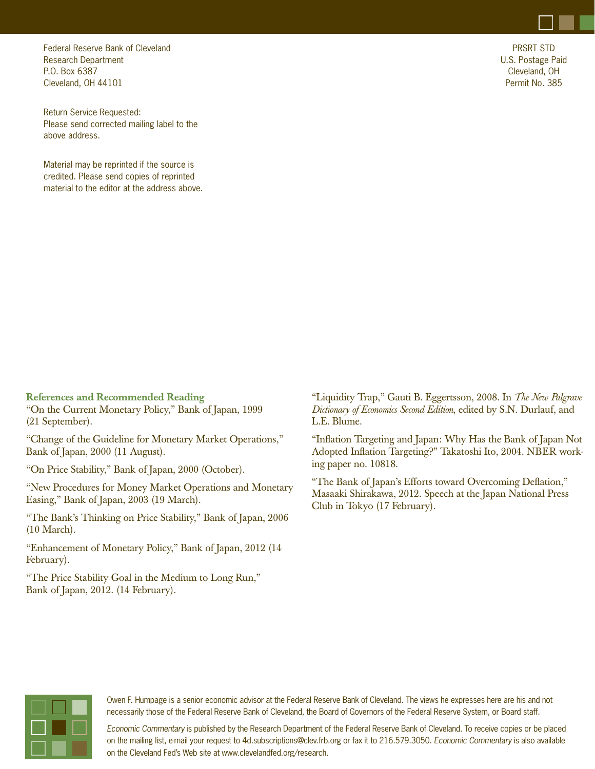Federal Reserve Bank of Cleveland
Research Department
P.O. Box 6387
Cleveland, OH 44101

PRSRT STD
U.S. Postage Paid
Cleveland, OH
Permit No. 385

Return Service Requested:
Please send corrected mailing label to the above address.

Material may be reprinted if the source is credited. Please send copies of reprinted material to the editor at the address above.

**References and Recommended Reading**

"On the Current Monetary Policy," Bank of Japan, 1999 (21 September).

"Change of the Guideline for Monetary Market Operations," Bank of Japan, 2000 (11 August).

"On Price Stability," Bank of Japan, 2000 (October).

"New Procedures for Money Market Operations and Monetary Easing," Bank of Japan, 2003 (19 March).

"The Bank's Thinking on Price Stability," Bank of Japan, 2006 (10 March).

"Enhancement of Monetary Policy," Bank of Japan, 2012 (14 February).

"The Price Stability Goal in the Medium to Long Run," Bank of Japan, 2012. (14 February).

"Liquidity Trap," Gauti B. Eggertsson, 2008. In *The New Palgrave Dictionary of Economics Second Edition*, edited by S.N. Durlauf, and L.E. Blume.

"Inflation Targeting and Japan: Why Has the Bank of Japan Not Adopted Inflation Targeting?" Takatoshi Ito, 2004. NBER working paper no. 10818.

"The Bank of Japan's Efforts toward Overcoming Deflation," Masaaki Shirakawa, 2012. Speech at the Japan National Press Club in Tokyo (17 February).

Owen F. Humpage is a senior economic advisor at the Federal Reserve Bank of Cleveland. The views he expresses here are his and not necessarily those of the Federal Reserve Bank of Cleveland, the Board of Governors of the Federal Reserve System, or Board staff.

*Economic Commentary* is published by the Research Department of the Federal Reserve Bank of Cleveland. To receive copies or be placed on the mailing list, e-mail your request to 4d.subscriptions@clev.frb.org or fax it to 216.579.3050. *Economic Commentary* is also available on the Cleveland Fed's Web site at www.clevelandfed.org/research.